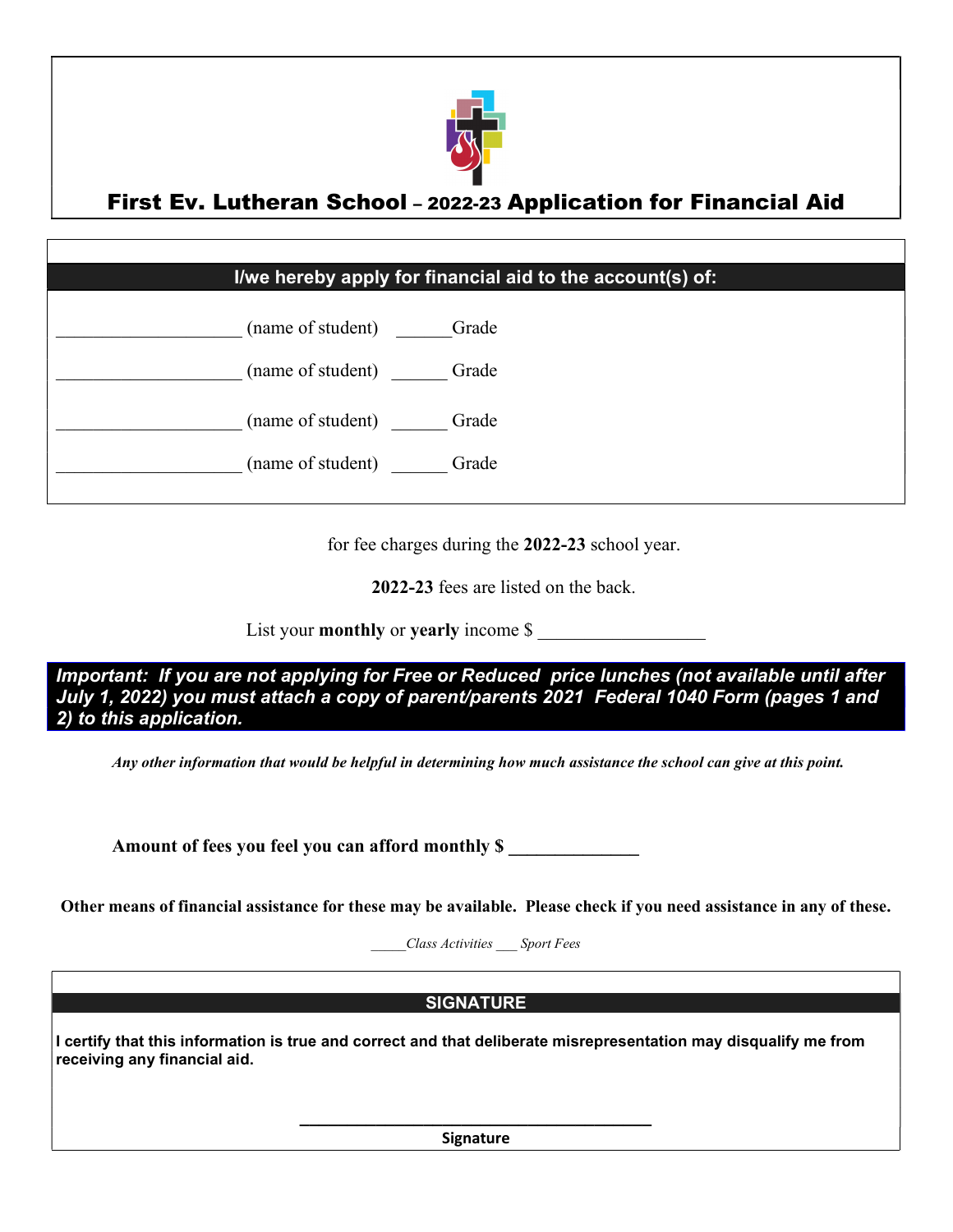# First Ev. Lutheran School – 2022-23 Application for Financial Aid

## I/we hereby apply for financial aid to the account(s) of:

____________________ (name of student) ______Grade

____________________ (name of student) ______ Grade

____________________ (name of student) ______ Grade

____________________ (name of student) ______ Grade

for fee charges during the **2022-23** school year.

**2022-23** fees are listed on the back.

List your **monthly** or **yearly** income $ __________________

***Important: If you are not applying for Free or Reduced price lunches (not available until after July 1, 2022) you must attach a copy of parent/parents 2021 Federal 1040 Form (pages 1 and 2) to this application.***

***Any other information that would be helpful in determining how much assistance the school can give at this point.***

**Amount of fees you feel you can afford monthly $ ______________**

**Other means of financial assistance for these may be available. Please check if you need assistance in any of these.**

*_____Class Activities ___ Sport Fees*

## SIGNATURE

**I certify that this information is true and correct and that deliberate misrepresentation may disqualify me from receiving any financial aid.**

_______________________________________

**Signature**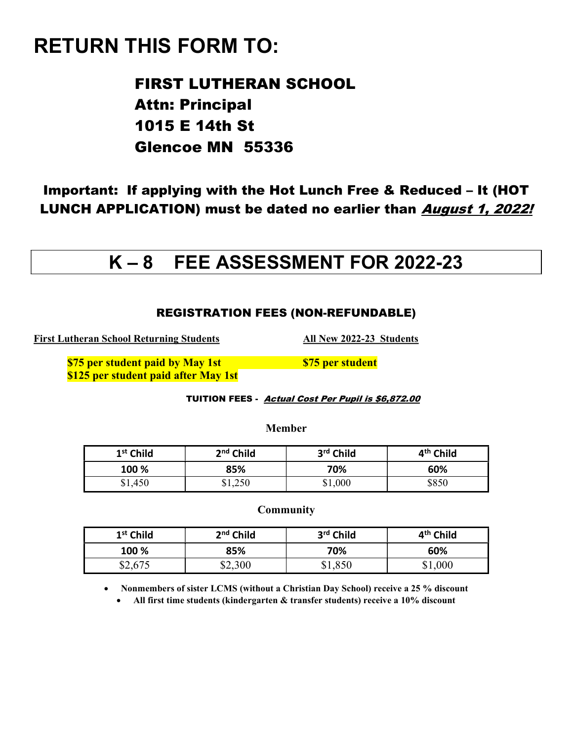# RETURN THIS FORM TO:

**FIRST LUTHERAN SCHOOL**
**Attn: Principal**
**1015 E 14th St**
**Glencoe MN 55336**

**Important: If applying with the Hot Lunch Free & Reduced – It (HOT LUNCH APPLICATION) must be dated no earlier than *August 1, 2022!***

## K – 8 FEE ASSESSMENT FOR 2022-23

### REGISTRATION FEES (NON-REFUNDABLE)

**First Lutheran School Returning Students**

**$75 per student paid by May 1st**
**$125 per student paid after May 1st**

**All New 2022-23 Students**

**$75 per student**

**TUITION FEES - *Actual Cost Per Pupil is $6,872.00***

**Member**

| 1st Child | 2nd Child | 3rd Child | 4th Child |
|---|---|---|---|
| **100 %** | **85%** | **70%** | **60%** |
| $1,450 | $1,250 | $1,000 | $850 |

**Community**

| 1st Child | 2nd Child | 3rd Child | 4th Child |
|---|---|---|---|
| **100 %** | **85%** | **70%** | **60%** |
| $2,675 | $2,300 | $1,850 | $1,000 |

- **Nonmembers of sister LCMS (without a Christian Day School) receive a 25 % discount**
- **All first time students (kindergarten & transfer students) receive a 10% discount**